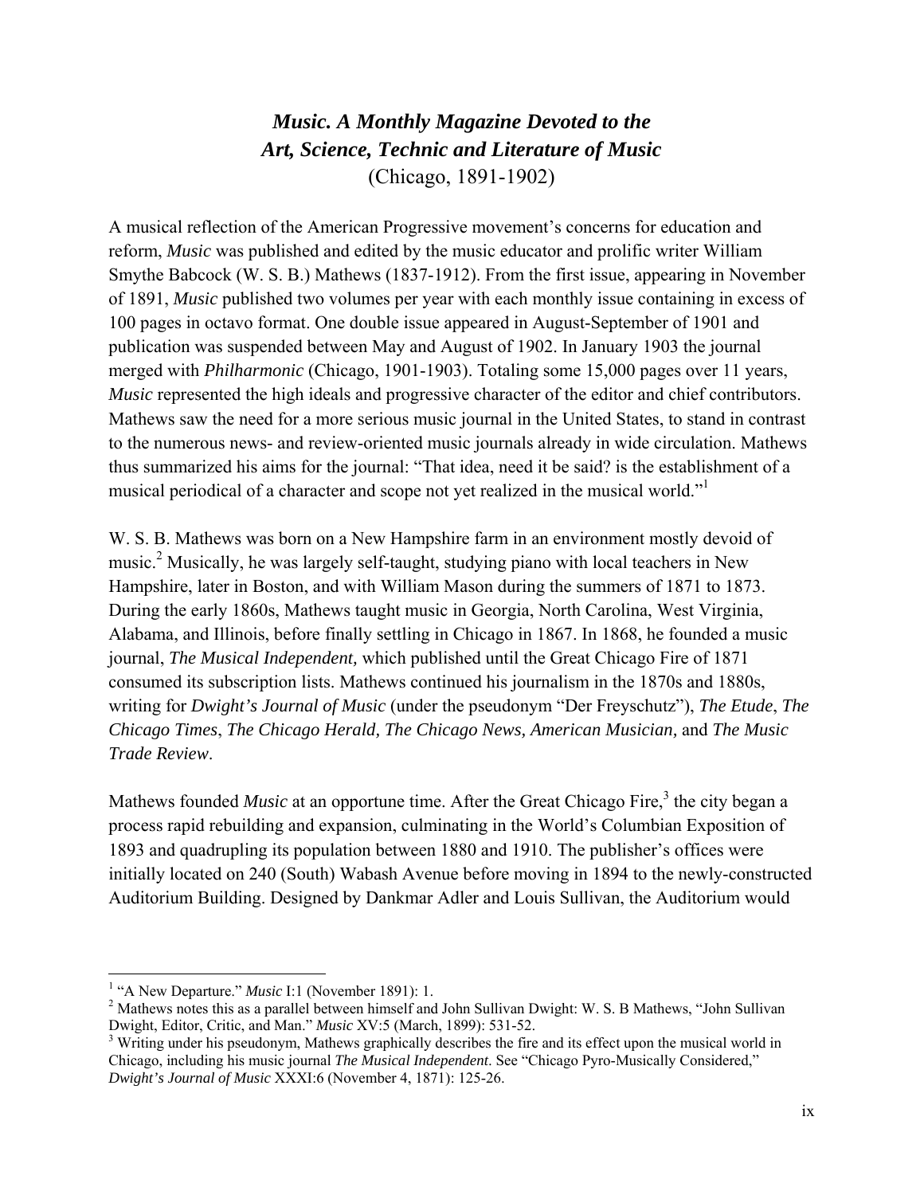# *Music. A Monthly Magazine Devoted to the Art, Science, Technic and Literature of Music*

(Chicago, 1891-1902)

A musical reflection of the American Progressive movement's concerns for education and reform, *Music* was published and edited by the music educator and prolific writer William Smythe Babcock (W. S. B.) Mathews (1837-1912). From the first issue, appearing in November of 1891, *Music* published two volumes per year with each monthly issue containing in excess of 100 pages in octavo format. One double issue appeared in August-September of 1901 and publication was suspended between May and August of 1902. In January 1903 the journal merged with *Philharmonic* (Chicago, 1901-1903). Totaling some 15,000 pages over 11 years, *Music* represented the high ideals and progressive character of the editor and chief contributors. Mathews saw the need for a more serious music journal in the United States, to stand in contrast to the numerous news- and review-oriented music journals already in wide circulation. Mathews thus summarized his aims for the journal: "That idea, need it be said? is the establishment of a musical periodical of a character and scope not yet realized in the musical world."[1]

W. S. B. Mathews was born on a New Hampshire farm in an environment mostly devoid of music.[2] Musically, he was largely self-taught, studying piano with local teachers in New Hampshire, later in Boston, and with William Mason during the summers of 1871 to 1873. During the early 1860s, Mathews taught music in Georgia, North Carolina, West Virginia, Alabama, and Illinois, before finally settling in Chicago in 1867. In 1868, he founded a music journal, *The Musical Independent,* which published until the Great Chicago Fire of 1871 consumed its subscription lists. Mathews continued his journalism in the 1870s and 1880s, writing for *Dwight's Journal of Music* (under the pseudonym "Der Freyschutz"), *The Etude*, *The Chicago Times*, *The Chicago Herald, The Chicago News, American Musician,* and *The Music Trade Review*.

Mathews founded *Music* at an opportune time. After the Great Chicago Fire,[3] the city began a process rapid rebuilding and expansion, culminating in the World's Columbian Exposition of 1893 and quadrupling its population between 1880 and 1910. The publisher's offices were initially located on 240 (South) Wabash Avenue before moving in 1894 to the newly-constructed Auditorium Building. Designed by Dankmar Adler and Louis Sullivan, the Auditorium would

---

[1] "A New Departure." *Music* I:1 (November 1891): 1.

[2] Mathews notes this as a parallel between himself and John Sullivan Dwight: W. S. B Mathews, "John Sullivan Dwight, Editor, Critic, and Man." *Music* XV:5 (March, 1899): 531-52.

[3] Writing under his pseudonym, Mathews graphically describes the fire and its effect upon the musical world in Chicago, including his music journal *The Musical Independent*. See "Chicago Pyro-Musically Considered," *Dwight's Journal of Music* XXXI:6 (November 4, 1871): 125-26.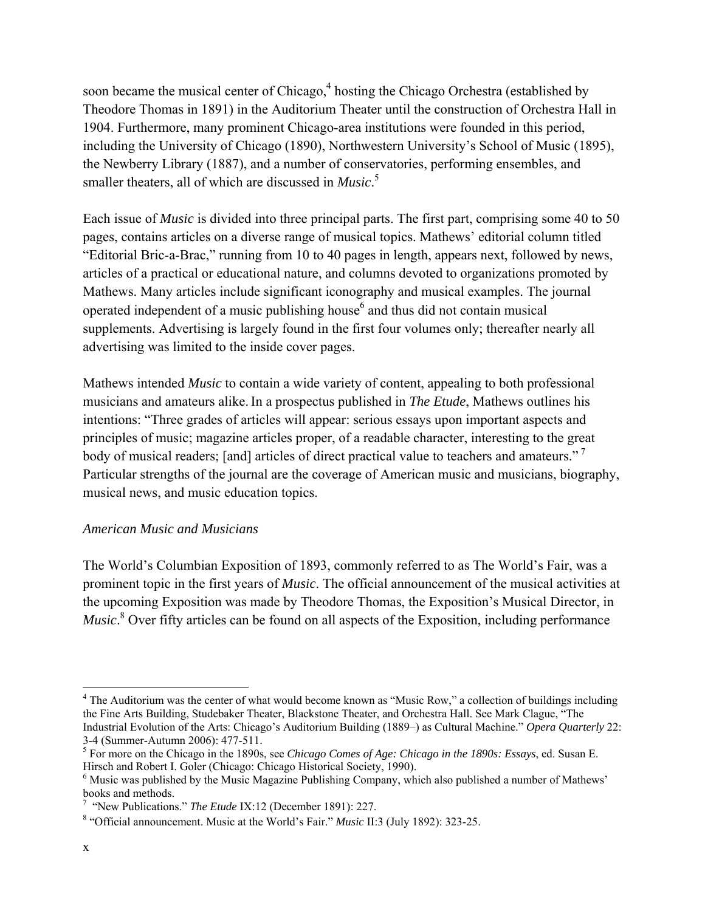soon became the musical center of Chicago,[4] hosting the Chicago Orchestra (established by Theodore Thomas in 1891) in the Auditorium Theater until the construction of Orchestra Hall in 1904. Furthermore, many prominent Chicago-area institutions were founded in this period, including the University of Chicago (1890), Northwestern University's School of Music (1895), the Newberry Library (1887), and a number of conservatories, performing ensembles, and smaller theaters, all of which are discussed in *Music*.[5]

Each issue of *Music* is divided into three principal parts. The first part, comprising some 40 to 50 pages, contains articles on a diverse range of musical topics. Mathews' editorial column titled "Editorial Bric-a-Brac," running from 10 to 40 pages in length, appears next, followed by news, articles of a practical or educational nature, and columns devoted to organizations promoted by Mathews. Many articles include significant iconography and musical examples. The journal operated independent of a music publishing house[6] and thus did not contain musical supplements. Advertising is largely found in the first four volumes only; thereafter nearly all advertising was limited to the inside cover pages.

Mathews intended *Music* to contain a wide variety of content, appealing to both professional musicians and amateurs alike. In a prospectus published in *The Etude*, Mathews outlines his intentions: "Three grades of articles will appear: serious essays upon important aspects and principles of music; magazine articles proper, of a readable character, interesting to the great body of musical readers; [and] articles of direct practical value to teachers and amateurs."[7] Particular strengths of the journal are the coverage of American music and musicians, biography, musical news, and music education topics.

*American Music and Musicians*

The World's Columbian Exposition of 1893, commonly referred to as The World's Fair, was a prominent topic in the first years of *Music*. The official announcement of the musical activities at the upcoming Exposition was made by Theodore Thomas, the Exposition's Musical Director, in *Music*.[8] Over fifty articles can be found on all aspects of the Exposition, including performance

---

[4] The Auditorium was the center of what would become known as "Music Row," a collection of buildings including the Fine Arts Building, Studebaker Theater, Blackstone Theater, and Orchestra Hall. See Mark Clague, "The Industrial Evolution of the Arts: Chicago's Auditorium Building (1889–) as Cultural Machine." *Opera Quarterly* 22: 3-4 (Summer-Autumn 2006): 477-511.

[5] For more on the Chicago in the 1890s, see *Chicago Comes of Age: Chicago in the 1890s: Essays*, ed. Susan E. Hirsch and Robert I. Goler (Chicago: Chicago Historical Society, 1990).

[6] Music was published by the Music Magazine Publishing Company, which also published a number of Mathews' books and methods.

[7] "New Publications." *The Etude* IX:12 (December 1891): 227.

[8] "Official announcement. Music at the World's Fair." *Music* II:3 (July 1892): 323-25.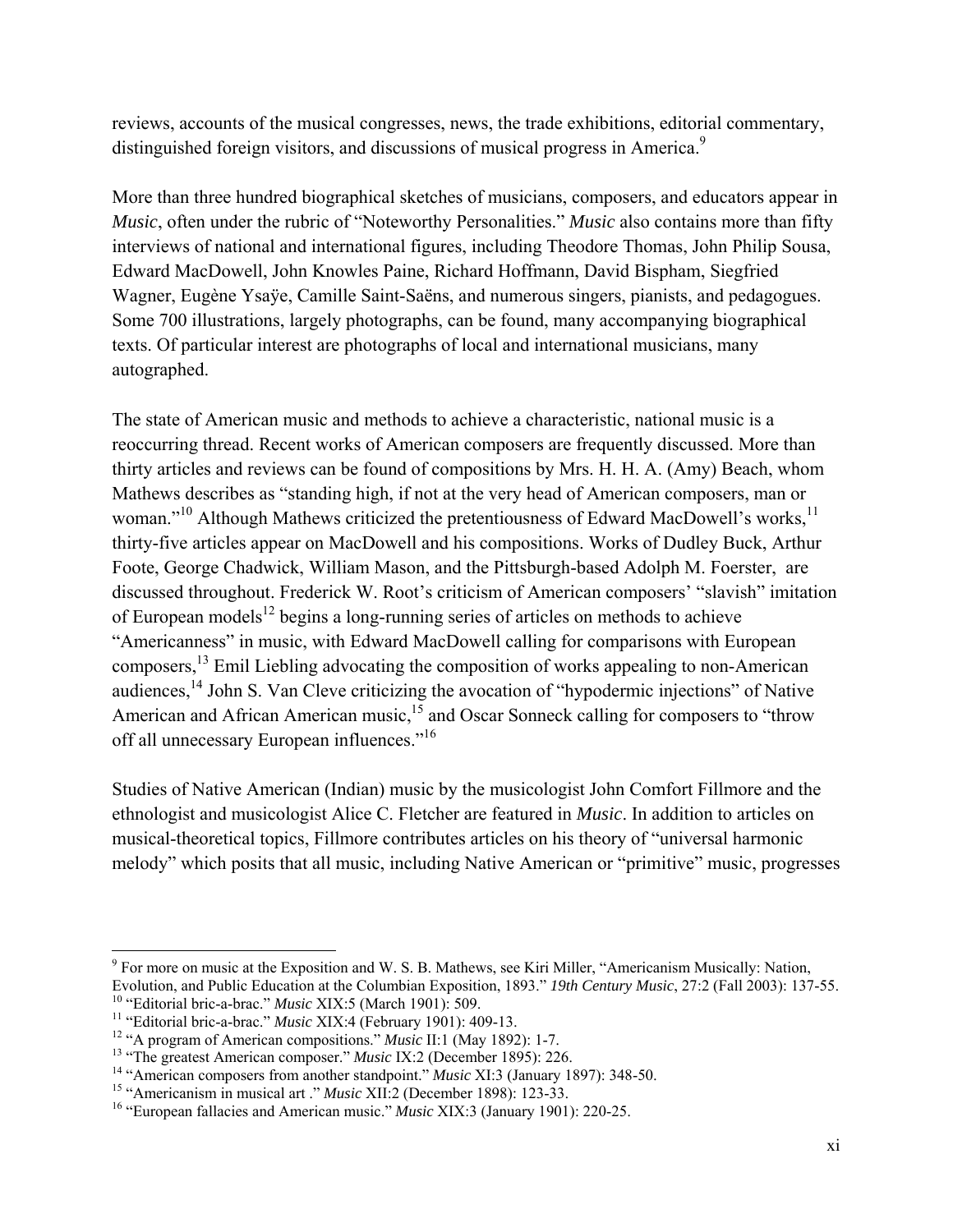reviews, accounts of the musical congresses, news, the trade exhibitions, editorial commentary, distinguished foreign visitors, and discussions of musical progress in America.[9]

More than three hundred biographical sketches of musicians, composers, and educators appear in *Music*, often under the rubric of "Noteworthy Personalities." *Music* also contains more than fifty interviews of national and international figures, including Theodore Thomas, John Philip Sousa, Edward MacDowell, John Knowles Paine, Richard Hoffmann, David Bispham, Siegfried Wagner, Eugène Ysaÿe, Camille Saint-Saëns, and numerous singers, pianists, and pedagogues. Some 700 illustrations, largely photographs, can be found, many accompanying biographical texts. Of particular interest are photographs of local and international musicians, many autographed.

The state of American music and methods to achieve a characteristic, national music is a reoccurring thread. Recent works of American composers are frequently discussed. More than thirty articles and reviews can be found of compositions by Mrs. H. H. A. (Amy) Beach, whom Mathews describes as "standing high, if not at the very head of American composers, man or woman."[10] Although Mathews criticized the pretentiousness of Edward MacDowell's works,[11] thirty-five articles appear on MacDowell and his compositions. Works of Dudley Buck, Arthur Foote, George Chadwick, William Mason, and the Pittsburgh-based Adolph M. Foerster, are discussed throughout. Frederick W. Root's criticism of American composers' "slavish" imitation of European models[12] begins a long-running series of articles on methods to achieve "Americanness" in music, with Edward MacDowell calling for comparisons with European composers,[13] Emil Liebling advocating the composition of works appealing to non-American audiences,[14] John S. Van Cleve criticizing the avocation of "hypodermic injections" of Native American and African American music,[15] and Oscar Sonneck calling for composers to "throw off all unnecessary European influences."[16]

Studies of Native American (Indian) music by the musicologist John Comfort Fillmore and the ethnologist and musicologist Alice C. Fletcher are featured in *Music*. In addition to articles on musical-theoretical topics, Fillmore contributes articles on his theory of "universal harmonic melody" which posits that all music, including Native American or "primitive" music, progresses

---

[9] For more on music at the Exposition and W. S. B. Mathews, see Kiri Miller, "Americanism Musically: Nation, Evolution, and Public Education at the Columbian Exposition, 1893." *19th Century Music*, 27:2 (Fall 2003): 137-55.

[10] "Editorial bric-a-brac." *Music* XIX:5 (March 1901): 509.

[11] "Editorial bric-a-brac." *Music* XIX:4 (February 1901): 409-13.

[12] "A program of American compositions." *Music* II:1 (May 1892): 1-7.

[13] "The greatest American composer." *Music* IX:2 (December 1895): 226.

[14] "American composers from another standpoint." *Music* XI:3 (January 1897): 348-50.

[15] "Americanism in musical art ." *Music* XII:2 (December 1898): 123-33.

[16] "European fallacies and American music." *Music* XIX:3 (January 1901): 220-25.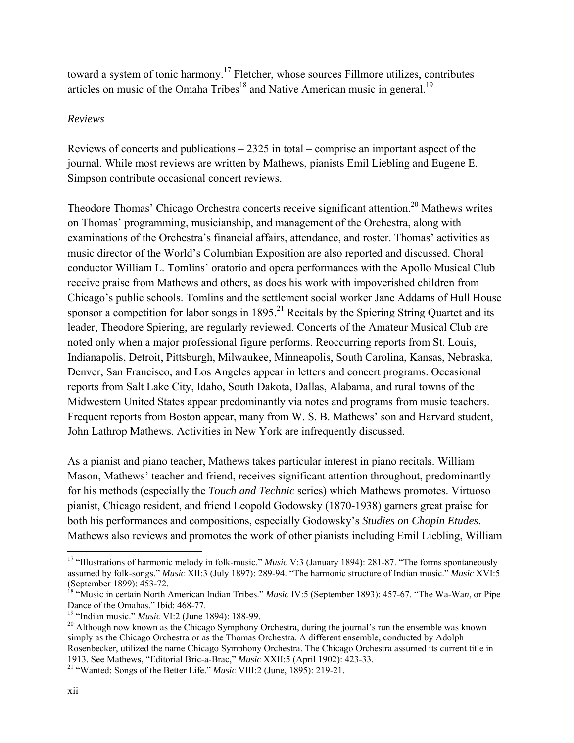toward a system of tonic harmony.[17] Fletcher, whose sources Fillmore utilizes, contributes articles on music of the Omaha Tribes[18] and Native American music in general.[19]

*Reviews*

Reviews of concerts and publications – 2325 in total – comprise an important aspect of the journal. While most reviews are written by Mathews, pianists Emil Liebling and Eugene E. Simpson contribute occasional concert reviews.

Theodore Thomas' Chicago Orchestra concerts receive significant attention.[20] Mathews writes on Thomas' programming, musicianship, and management of the Orchestra, along with examinations of the Orchestra's financial affairs, attendance, and roster. Thomas' activities as music director of the World's Columbian Exposition are also reported and discussed. Choral conductor William L. Tomlins' oratorio and opera performances with the Apollo Musical Club receive praise from Mathews and others, as does his work with impoverished children from Chicago's public schools. Tomlins and the settlement social worker Jane Addams of Hull House sponsor a competition for labor songs in 1895.[21] Recitals by the Spiering String Quartet and its leader, Theodore Spiering, are regularly reviewed. Concerts of the Amateur Musical Club are noted only when a major professional figure performs. Reoccurring reports from St. Louis, Indianapolis, Detroit, Pittsburgh, Milwaukee, Minneapolis, South Carolina, Kansas, Nebraska, Denver, San Francisco, and Los Angeles appear in letters and concert programs. Occasional reports from Salt Lake City, Idaho, South Dakota, Dallas, Alabama, and rural towns of the Midwestern United States appear predominantly via notes and programs from music teachers. Frequent reports from Boston appear, many from W. S. B. Mathews' son and Harvard student, John Lathrop Mathews. Activities in New York are infrequently discussed.

As a pianist and piano teacher, Mathews takes particular interest in piano recitals. William Mason, Mathews' teacher and friend, receives significant attention throughout, predominantly for his methods (especially the *Touch and Technic* series) which Mathews promotes. Virtuoso pianist, Chicago resident, and friend Leopold Godowsky (1870-1938) garners great praise for both his performances and compositions, especially Godowsky's *Studies on Chopin Etudes*. Mathews also reviews and promotes the work of other pianists including Emil Liebling, William

---

[17] "Illustrations of harmonic melody in folk-music." *Music* V:3 (January 1894): 281-87. "The forms spontaneously assumed by folk-songs." *Music* XII:3 (July 1897): 289-94. "The harmonic structure of Indian music." *Music* XVI:5 (September 1899): 453-72.

[18] "Music in certain North American Indian Tribes." *Music* IV:5 (September 1893): 457-67. "The Wa-Wan, or Pipe Dance of the Omahas." Ibid: 468-77.

[19] "Indian music." *Music* VI:2 (June 1894): 188-99.

[20] Although now known as the Chicago Symphony Orchestra, during the journal's run the ensemble was known simply as the Chicago Orchestra or as the Thomas Orchestra. A different ensemble, conducted by Adolph Rosenbecker, utilized the name Chicago Symphony Orchestra. The Chicago Orchestra assumed its current title in 1913. See Mathews, "Editorial Bric-a-Brac," *Music* XXII:5 (April 1902): 423-33.

[21] "Wanted: Songs of the Better Life." *Music* VIII:2 (June, 1895): 219-21.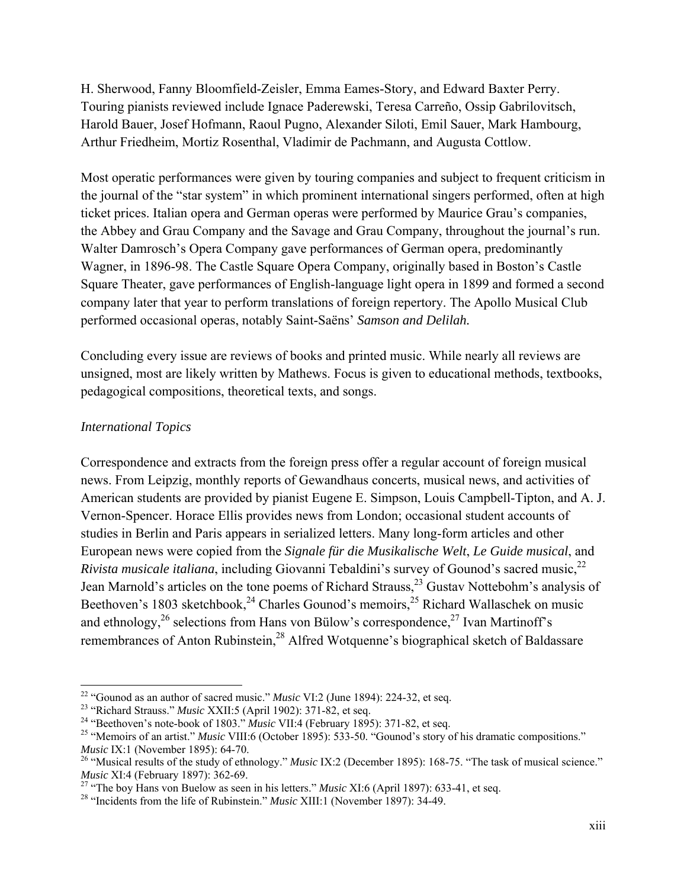H. Sherwood, Fanny Bloomfield-Zeisler, Emma Eames-Story, and Edward Baxter Perry. Touring pianists reviewed include Ignace Paderewski, Teresa Carreño, Ossip Gabrilovitsch, Harold Bauer, Josef Hofmann, Raoul Pugno, Alexander Siloti, Emil Sauer, Mark Hambourg, Arthur Friedheim, Mortiz Rosenthal, Vladimir de Pachmann, and Augusta Cottlow.

Most operatic performances were given by touring companies and subject to frequent criticism in the journal of the "star system" in which prominent international singers performed, often at high ticket prices. Italian opera and German operas were performed by Maurice Grau's companies, the Abbey and Grau Company and the Savage and Grau Company, throughout the journal's run. Walter Damrosch's Opera Company gave performances of German opera, predominantly Wagner, in 1896-98. The Castle Square Opera Company, originally based in Boston's Castle Square Theater, gave performances of English-language light opera in 1899 and formed a second company later that year to perform translations of foreign repertory. The Apollo Musical Club performed occasional operas, notably Saint-Saëns' ***Samson and Delilah.***

Concluding every issue are reviews of books and printed music. While nearly all reviews are unsigned, most are likely written by Mathews. Focus is given to educational methods, textbooks, pedagogical compositions, theoretical texts, and songs.

*International Topics*

Correspondence and extracts from the foreign press offer a regular account of foreign musical news. From Leipzig, monthly reports of Gewandhaus concerts, musical news, and activities of American students are provided by pianist Eugene E. Simpson, Louis Campbell-Tipton, and A. J. Vernon-Spencer. Horace Ellis provides news from London; occasional student accounts of studies in Berlin and Paris appears in serialized letters. Many long-form articles and other European news were copied from the *Signale für die Musikalische Welt*, *Le Guide musical*, and *Rivista musicale italiana*, including Giovanni Tebaldini's survey of Gounod's sacred music,[22] Jean Marnold's articles on the tone poems of Richard Strauss,[23] Gustav Nottebohm's analysis of Beethoven's 1803 sketchbook,[24] Charles Gounod's memoirs,[25] Richard Wallaschek on music and ethnology,[26] selections from Hans von Bülow's correspondence,[27] Ivan Martinoff's remembrances of Anton Rubinstein,[28] Alfred Wotquenne's biographical sketch of Baldassare

---

[22] "Gounod as an author of sacred music." *Music* VI:2 (June 1894): 224-32, et seq.

[23] "Richard Strauss." *Music* XXII:5 (April 1902): 371-82, et seq.

[24] "Beethoven's note-book of 1803." *Music* VII:4 (February 1895): 371-82, et seq.

[25] "Memoirs of an artist." *Music* VIII:6 (October 1895): 533-50. "Gounod's story of his dramatic compositions." *Music* IX:1 (November 1895): 64-70.

[26] "Musical results of the study of ethnology." *Music* IX:2 (December 1895): 168-75. "The task of musical science." *Music* XI:4 (February 1897): 362-69.

[27] "The boy Hans von Buelow as seen in his letters." *Music* XI:6 (April 1897): 633-41, et seq.

[28] "Incidents from the life of Rubinstein." *Music* XIII:1 (November 1897): 34-49.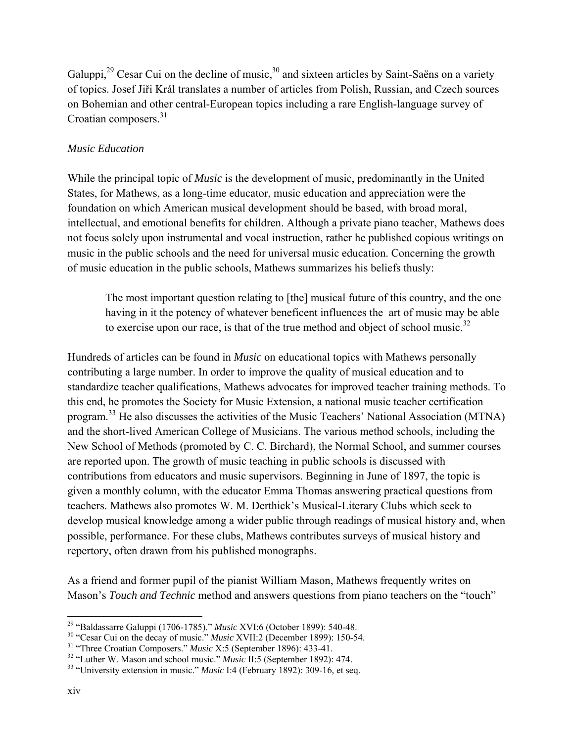Galuppi,[29] Cesar Cui on the decline of music,[30] and sixteen articles by Saint-Saëns on a variety of topics. Josef Jiři Král translates a number of articles from Polish, Russian, and Czech sources on Bohemian and other central-European topics including a rare English-language survey of Croatian composers.[31]

*Music Education*

While the principal topic of *Music* is the development of music, predominantly in the United States, for Mathews, as a long-time educator, music education and appreciation were the foundation on which American musical development should be based, with broad moral, intellectual, and emotional benefits for children. Although a private piano teacher, Mathews does not focus solely upon instrumental and vocal instruction, rather he published copious writings on music in the public schools and the need for universal music education. Concerning the growth of music education in the public schools, Mathews summarizes his beliefs thusly:

> The most important question relating to [the] musical future of this country, and the one having in it the potency of whatever beneficent influences the art of music may be able to exercise upon our race, is that of the true method and object of school music.[32]

Hundreds of articles can be found in *Music* on educational topics with Mathews personally contributing a large number. In order to improve the quality of musical education and to standardize teacher qualifications, Mathews advocates for improved teacher training methods. To this end, he promotes the Society for Music Extension, a national music teacher certification program.[33] He also discusses the activities of the Music Teachers' National Association (MTNA) and the short-lived American College of Musicians. The various method schools, including the New School of Methods (promoted by C. C. Birchard), the Normal School, and summer courses are reported upon. The growth of music teaching in public schools is discussed with contributions from educators and music supervisors. Beginning in June of 1897, the topic is given a monthly column, with the educator Emma Thomas answering practical questions from teachers. Mathews also promotes W. M. Derthick's Musical-Literary Clubs which seek to develop musical knowledge among a wider public through readings of musical history and, when possible, performance. For these clubs, Mathews contributes surveys of musical history and repertory, often drawn from his published monographs.

As a friend and former pupil of the pianist William Mason, Mathews frequently writes on Mason's *Touch and Technic* method and answers questions from piano teachers on the "touch"

---

[29] "Baldassarre Galuppi (1706-1785)." *Music* XVI:6 (October 1899): 540-48.

[30] "Cesar Cui on the decay of music." *Music* XVII:2 (December 1899): 150-54.

[31] "Three Croatian Composers." *Music* X:5 (September 1896): 433-41.

[32] "Luther W. Mason and school music." *Music* II:5 (September 1892): 474.

[33] "University extension in music." *Music* I:4 (February 1892): 309-16, et seq.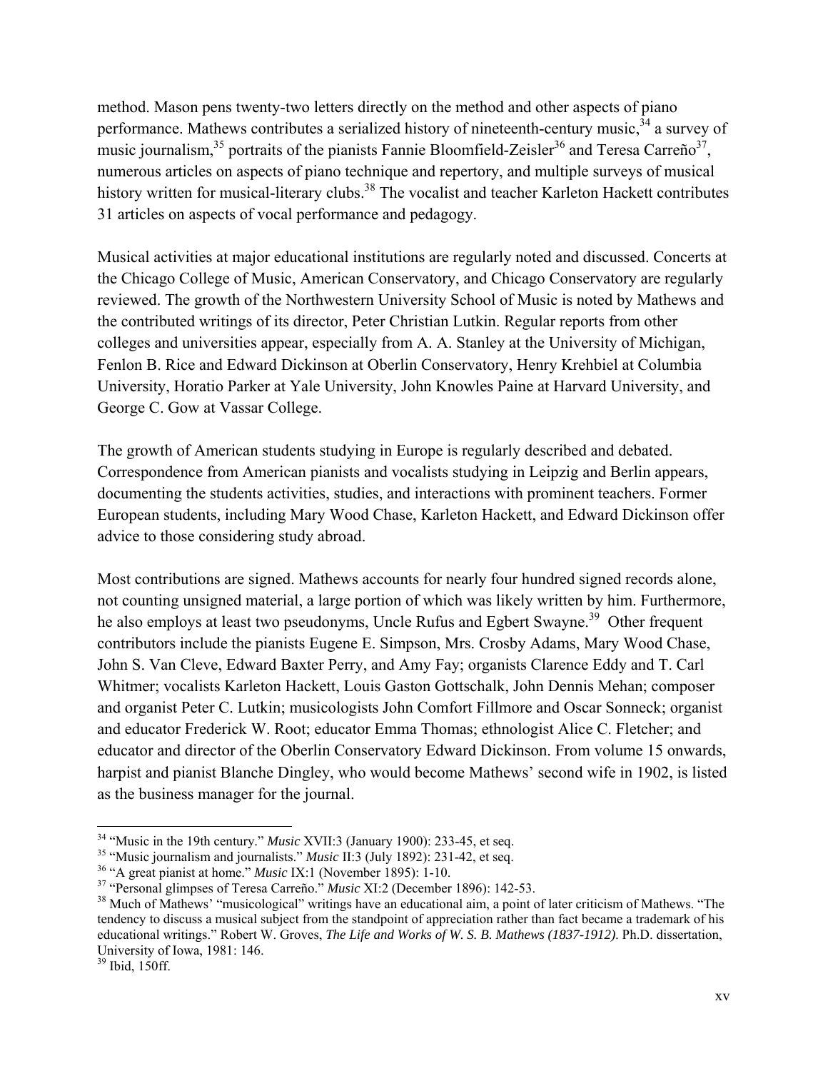method. Mason pens twenty-two letters directly on the method and other aspects of piano performance. Mathews contributes a serialized history of nineteenth-century music,[34] a survey of music journalism,[35] portraits of the pianists Fannie Bloomfield-Zeisler[36] and Teresa Carreño[37], numerous articles on aspects of piano technique and repertory, and multiple surveys of musical history written for musical-literary clubs.[38] The vocalist and teacher Karleton Hackett contributes 31 articles on aspects of vocal performance and pedagogy.

Musical activities at major educational institutions are regularly noted and discussed. Concerts at the Chicago College of Music, American Conservatory, and Chicago Conservatory are regularly reviewed. The growth of the Northwestern University School of Music is noted by Mathews and the contributed writings of its director, Peter Christian Lutkin. Regular reports from other colleges and universities appear, especially from A. A. Stanley at the University of Michigan, Fenlon B. Rice and Edward Dickinson at Oberlin Conservatory, Henry Krehbiel at Columbia University, Horatio Parker at Yale University, John Knowles Paine at Harvard University, and George C. Gow at Vassar College.

The growth of American students studying in Europe is regularly described and debated. Correspondence from American pianists and vocalists studying in Leipzig and Berlin appears, documenting the students activities, studies, and interactions with prominent teachers. Former European students, including Mary Wood Chase, Karleton Hackett, and Edward Dickinson offer advice to those considering study abroad.

Most contributions are signed. Mathews accounts for nearly four hundred signed records alone, not counting unsigned material, a large portion of which was likely written by him. Furthermore, he also employs at least two pseudonyms, Uncle Rufus and Egbert Swayne.[39] Other frequent contributors include the pianists Eugene E. Simpson, Mrs. Crosby Adams, Mary Wood Chase, John S. Van Cleve, Edward Baxter Perry, and Amy Fay; organists Clarence Eddy and T. Carl Whitmer; vocalists Karleton Hackett, Louis Gaston Gottschalk, John Dennis Mehan; composer and organist Peter C. Lutkin; musicologists John Comfort Fillmore and Oscar Sonneck; organist and educator Frederick W. Root; educator Emma Thomas; ethnologist Alice C. Fletcher; and educator and director of the Oberlin Conservatory Edward Dickinson. From volume 15 onwards, harpist and pianist Blanche Dingley, who would become Mathews' second wife in 1902, is listed as the business manager for the journal.

---

[34] "Music in the 19th century." *Music* XVII:3 (January 1900): 233-45, et seq.

[35] "Music journalism and journalists." *Music* II:3 (July 1892): 231-42, et seq.

[36] "A great pianist at home." *Music* IX:1 (November 1895): 1-10.

[37] "Personal glimpses of Teresa Carreño." *Music* XI:2 (December 1896): 142-53.

[38] Much of Mathews' "musicological" writings have an educational aim, a point of later criticism of Mathews. "The tendency to discuss a musical subject from the standpoint of appreciation rather than fact became a trademark of his educational writings." Robert W. Groves, *The Life and Works of W. S. B. Mathews (1837-1912)*. Ph.D. dissertation, University of Iowa, 1981: 146.

[39] Ibid, 150ff.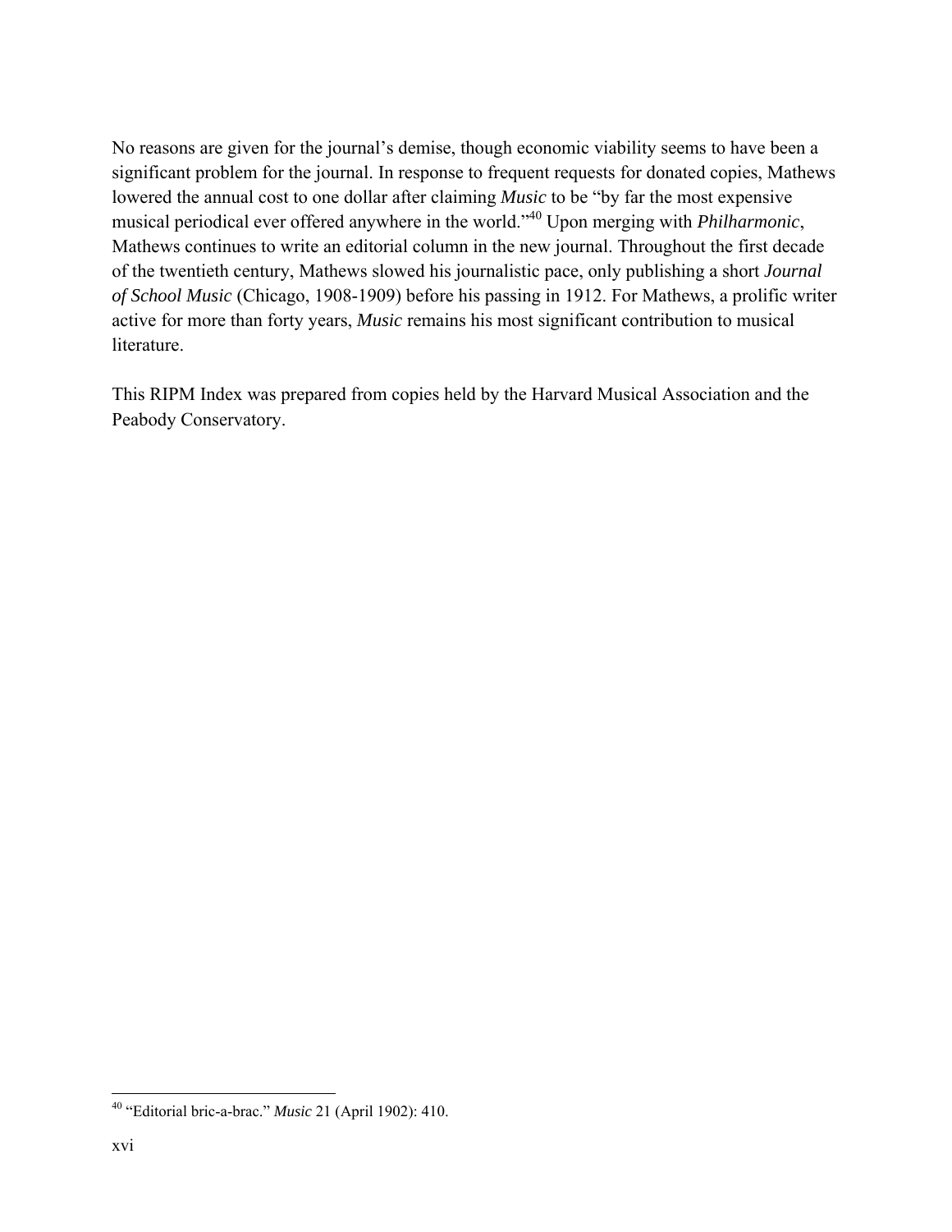No reasons are given for the journal's demise, though economic viability seems to have been a significant problem for the journal. In response to frequent requests for donated copies, Mathews lowered the annual cost to one dollar after claiming *Music* to be "by far the most expensive musical periodical ever offered anywhere in the world."[40] Upon merging with *Philharmonic*, Mathews continues to write an editorial column in the new journal. Throughout the first decade of the twentieth century, Mathews slowed his journalistic pace, only publishing a short *Journal of School Music* (Chicago, 1908-1909) before his passing in 1912. For Mathews, a prolific writer active for more than forty years, *Music* remains his most significant contribution to musical literature.

This RIPM Index was prepared from copies held by the Harvard Musical Association and the Peabody Conservatory.

---

[40] "Editorial bric-a-brac." *Music* 21 (April 1902): 410.